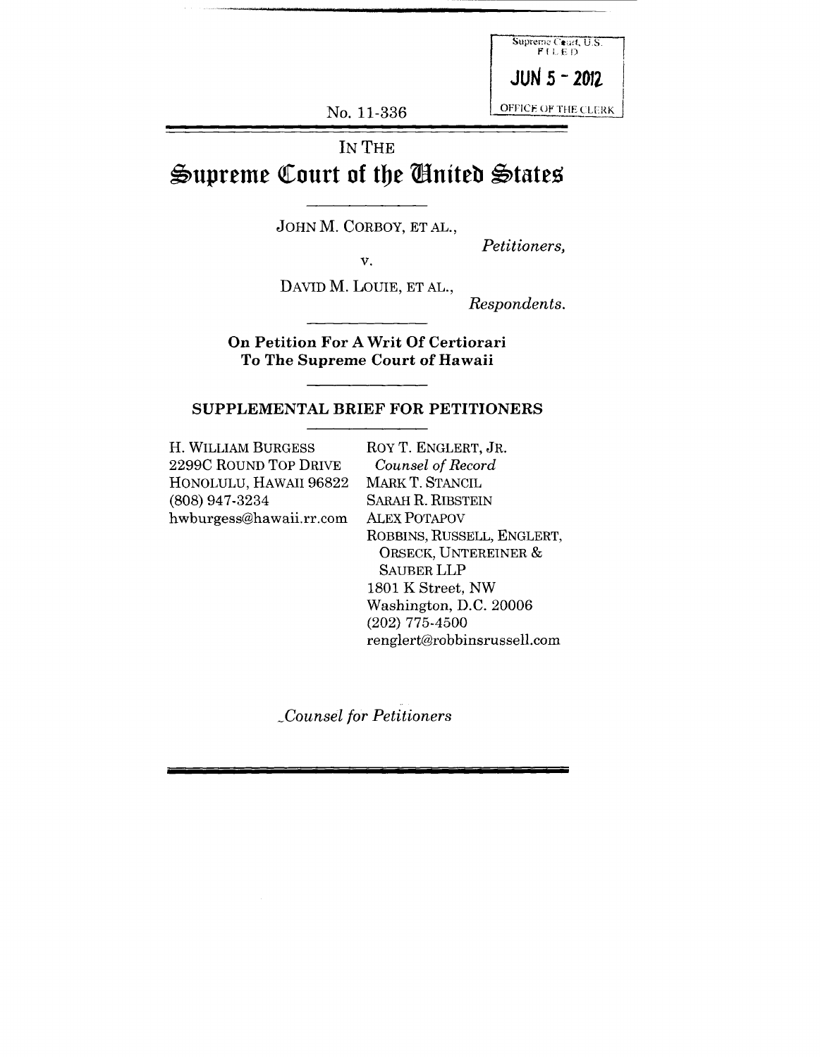Supreme Court, U.S.
FILED

JUN 5 - 2012

OFFICE OF THE CLERK

No. 11-336

IN THE

# Supreme Court of the United States

JOHN M. CORBOY, ET AL.,

*Petitioners,*

v.

DAVID M. LOUIE, ET AL.,

*Respondents.*

**On Petition For A Writ Of Certiorari To The Supreme Court of Hawaii**

**SUPPLEMENTAL BRIEF FOR PETITIONERS**

H. WILLIAM BURGESS
2299C ROUND TOP DRIVE
HONOLULU, HAWAII 96822
(808) 947-3234
hwburgess@hawaii.rr.com

ROY T. ENGLERT, JR.
*Counsel of Record*
MARK T. STANCIL
SARAH R. RIBSTEIN
ALEX POTAPOV
ROBBINS, RUSSELL, ENGLERT, ORSECK, UNTEREINER & SAUBER LLP
1801 K Street, NW
Washington, D.C. 20006
(202) 775-4500
renglert@robbinsrussell.com

*Counsel for Petitioners*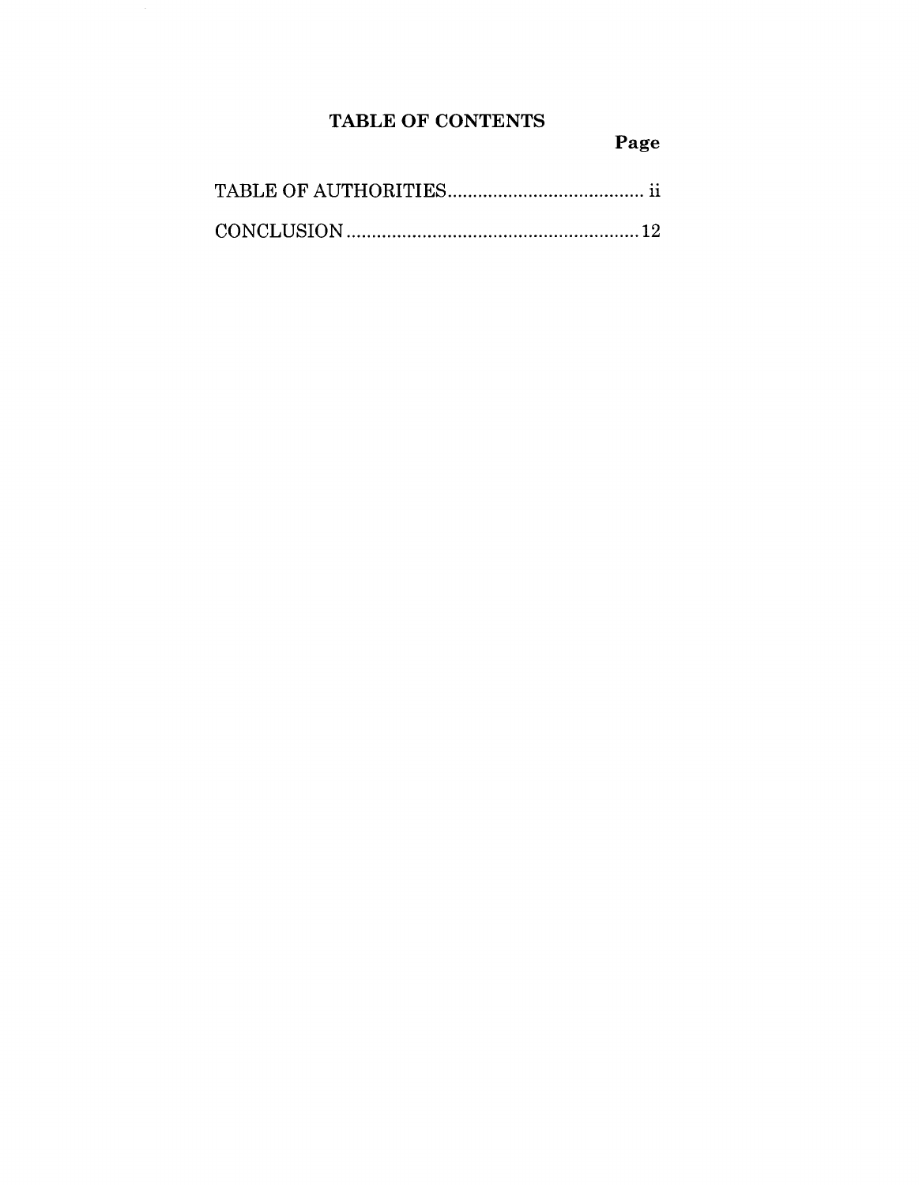## TABLE OF CONTENTS

| | Page |
|---|---|
| TABLE OF AUTHORITIES | ii |
| CONCLUSION | 12 |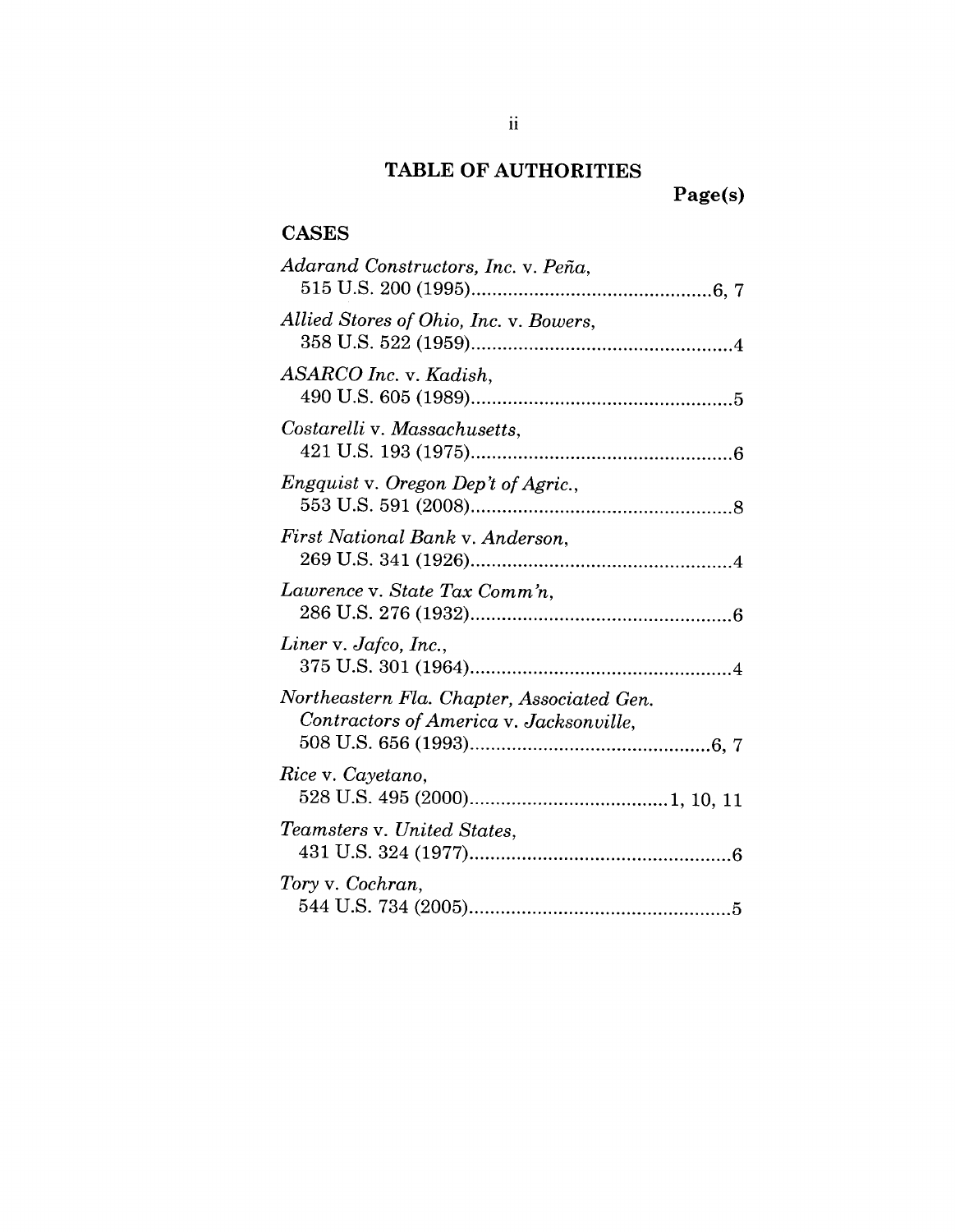## TABLE OF AUTHORITIES

Page(s)

### CASES

*Adarand Constructors, Inc.* v. *Peña*,
515 U.S. 200 (1995)..............................................6, 7

*Allied Stores of Ohio, Inc.* v. *Bowers*,
358 U.S. 522 (1959)..................................................4

*ASARCO Inc.* v. *Kadish*,
490 U.S. 605 (1989)..................................................5

*Costarelli* v. *Massachusetts*,
421 U.S. 193 (1975)..................................................6

*Engquist* v. *Oregon Dep't of Agric.*,
553 U.S. 591 (2008)..................................................8

*First National Bank* v. *Anderson*,
269 U.S. 341 (1926)..................................................4

*Lawrence* v. *State Tax Comm'n*,
286 U.S. 276 (1932)..................................................6

*Liner* v. *Jafco, Inc.*,
375 U.S. 301 (1964)..................................................4

*Northeastern Fla. Chapter, Associated Gen. Contractors of America* v. *Jacksonville*,
508 U.S. 656 (1993)..............................................6, 7

*Rice* v. *Cayetano*,
528 U.S. 495 (2000)......................................1, 10, 11

*Teamsters* v. *United States*,
431 U.S. 324 (1977)..................................................6

*Tory* v. *Cochran*,
544 U.S. 734 (2005)..................................................5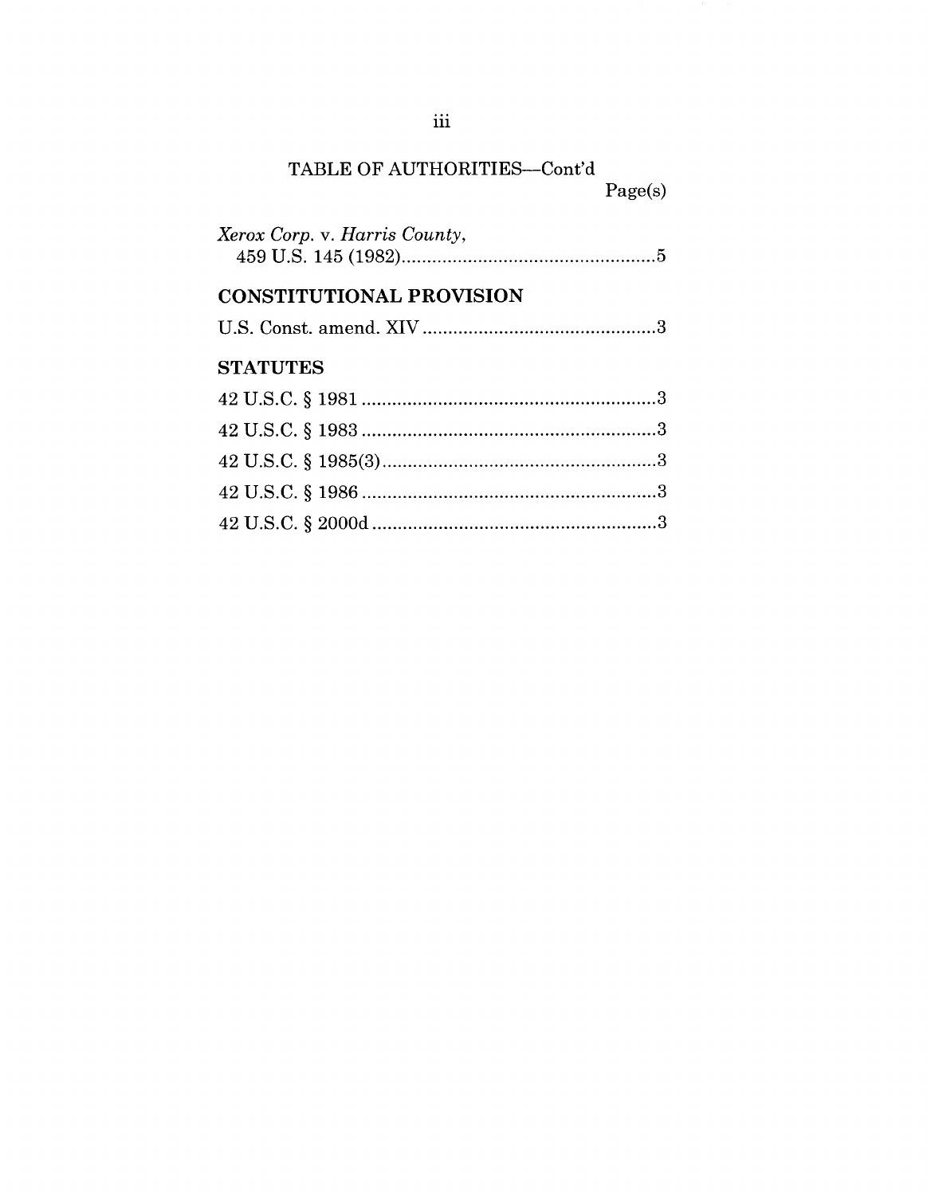TABLE OF AUTHORITIES—Cont'd

Page(s)

*Xerox Corp.* v. *Harris County*,
459 U.S. 145 (1982)..................................................5

## CONSTITUTIONAL PROVISION

U.S. Const. amend. XIV .............................................3

## STATUTES

42 U.S.C. § 1981 .........................................................3

42 U.S.C. § 1983 .........................................................3

42 U.S.C. § 1985(3).....................................................3

42 U.S.C. § 1986 .........................................................3

42 U.S.C. § 2000d .......................................................3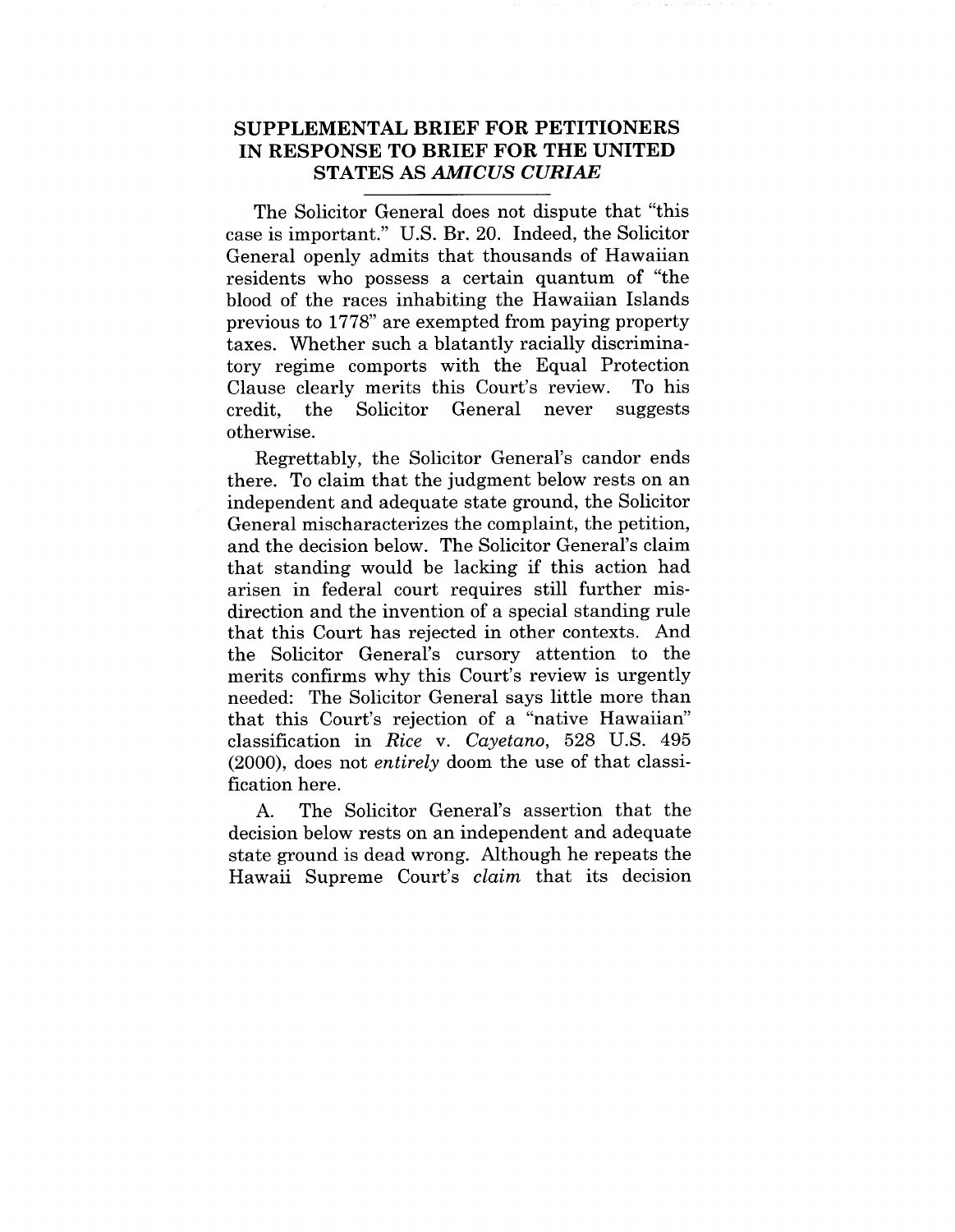## SUPPLEMENTAL BRIEF FOR PETITIONERS IN RESPONSE TO BRIEF FOR THE UNITED STATES AS *AMICUS CURIAE*

The Solicitor General does not dispute that "this case is important." U.S. Br. 20. Indeed, the Solicitor General openly admits that thousands of Hawaiian residents who possess a certain quantum of "the blood of the races inhabiting the Hawaiian Islands previous to 1778" are exempted from paying property taxes. Whether such a blatantly racially discriminatory regime comports with the Equal Protection Clause clearly merits this Court's review. To his credit, the Solicitor General never suggests otherwise.

Regrettably, the Solicitor General's candor ends there. To claim that the judgment below rests on an independent and adequate state ground, the Solicitor General mischaracterizes the complaint, the petition, and the decision below. The Solicitor General's claim that standing would be lacking if this action had arisen in federal court requires still further misdirection and the invention of a special standing rule that this Court has rejected in other contexts. And the Solicitor General's cursory attention to the merits confirms why this Court's review is urgently needed: The Solicitor General says little more than that this Court's rejection of a "native Hawaiian" classification in *Rice* v. *Cayetano*, 528 U.S. 495 (2000), does not *entirely* doom the use of that classification here.

A. The Solicitor General's assertion that the decision below rests on an independent and adequate state ground is dead wrong. Although he repeats the Hawaii Supreme Court's *claim* that its decision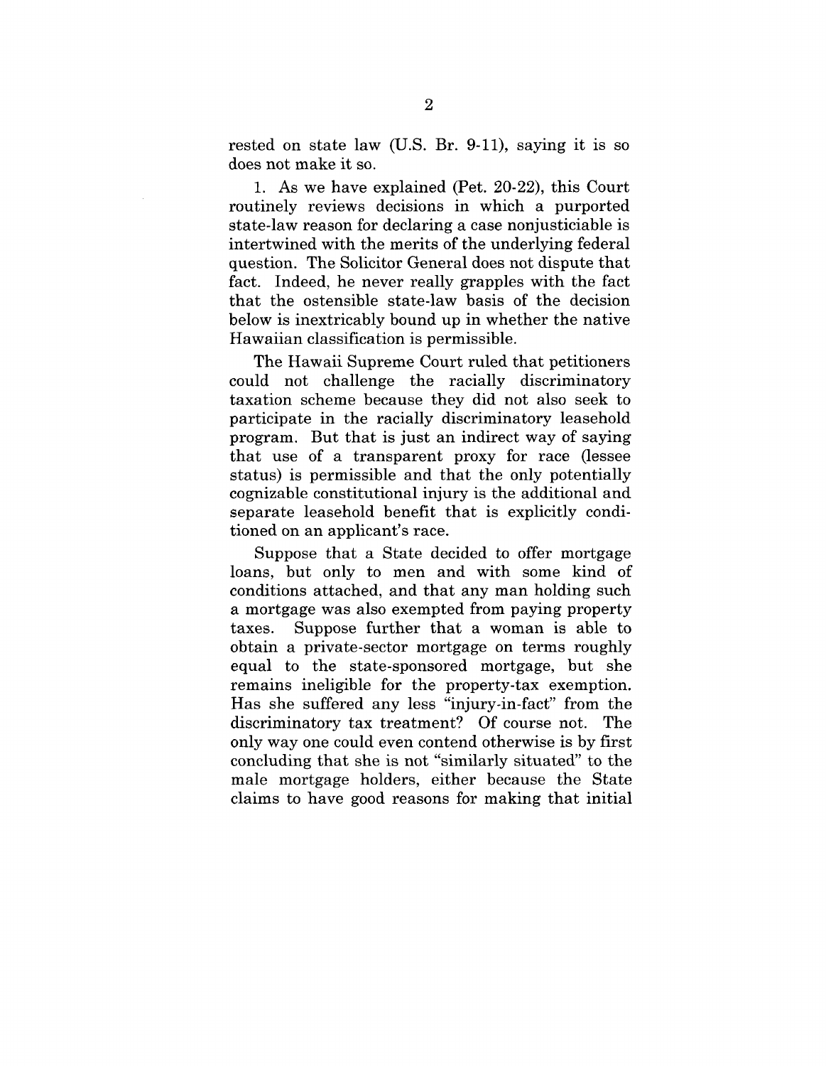rested on state law (U.S. Br. 9-11), saying it is so does not make it so.

1. As we have explained (Pet. 20-22), this Court routinely reviews decisions in which a purported state-law reason for declaring a case nonjusticiable is intertwined with the merits of the underlying federal question. The Solicitor General does not dispute that fact. Indeed, he never really grapples with the fact that the ostensible state-law basis of the decision below is inextricably bound up in whether the native Hawaiian classification is permissible.

The Hawaii Supreme Court ruled that petitioners could not challenge the racially discriminatory taxation scheme because they did not also seek to participate in the racially discriminatory leasehold program. But that is just an indirect way of saying that use of a transparent proxy for race (lessee status) is permissible and that the only potentially cognizable constitutional injury is the additional and separate leasehold benefit that is explicitly conditioned on an applicant's race.

Suppose that a State decided to offer mortgage loans, but only to men and with some kind of conditions attached, and that any man holding such a mortgage was also exempted from paying property taxes. Suppose further that a woman is able to obtain a private-sector mortgage on terms roughly equal to the state-sponsored mortgage, but she remains ineligible for the property-tax exemption. Has she suffered any less "injury-in-fact" from the discriminatory tax treatment? Of course not. The only way one could even contend otherwise is by first concluding that she is not "similarly situated" to the male mortgage holders, either because the State claims to have good reasons for making that initial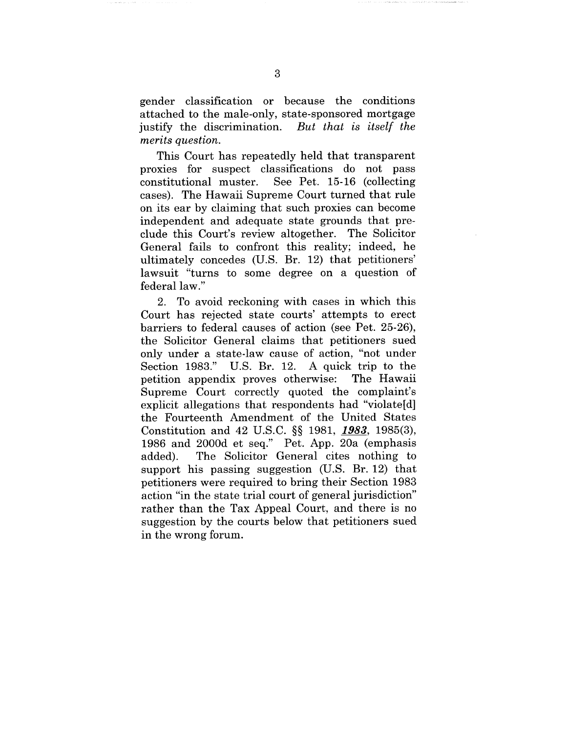gender classification or because the conditions attached to the male-only, state-sponsored mortgage justify the discrimination. *But that is itself the merits question.*

This Court has repeatedly held that transparent proxies for suspect classifications do not pass constitutional muster. See Pet. 15-16 (collecting cases). The Hawaii Supreme Court turned that rule on its ear by claiming that such proxies can become independent and adequate state grounds that preclude this Court's review altogether. The Solicitor General fails to confront this reality; indeed, he ultimately concedes (U.S. Br. 12) that petitioners' lawsuit "turns to some degree on a question of federal law."

2. To avoid reckoning with cases in which this Court has rejected state courts' attempts to erect barriers to federal causes of action (see Pet. 25-26), the Solicitor General claims that petitioners sued only under a state-law cause of action, "not under Section 1983." U.S. Br. 12. A quick trip to the petition appendix proves otherwise: The Hawaii Supreme Court correctly quoted the complaint's explicit allegations that respondents had "violate[d] the Fourteenth Amendment of the United States Constitution and 42 U.S.C. §§ 1981, ***1983***, 1985(3), 1986 and 2000d et seq." Pet. App. 20a (emphasis added). The Solicitor General cites nothing to support his passing suggestion (U.S. Br. 12) that petitioners were required to bring their Section 1983 action "in the state trial court of general jurisdiction" rather than the Tax Appeal Court, and there is no suggestion by the courts below that petitioners sued in the wrong forum.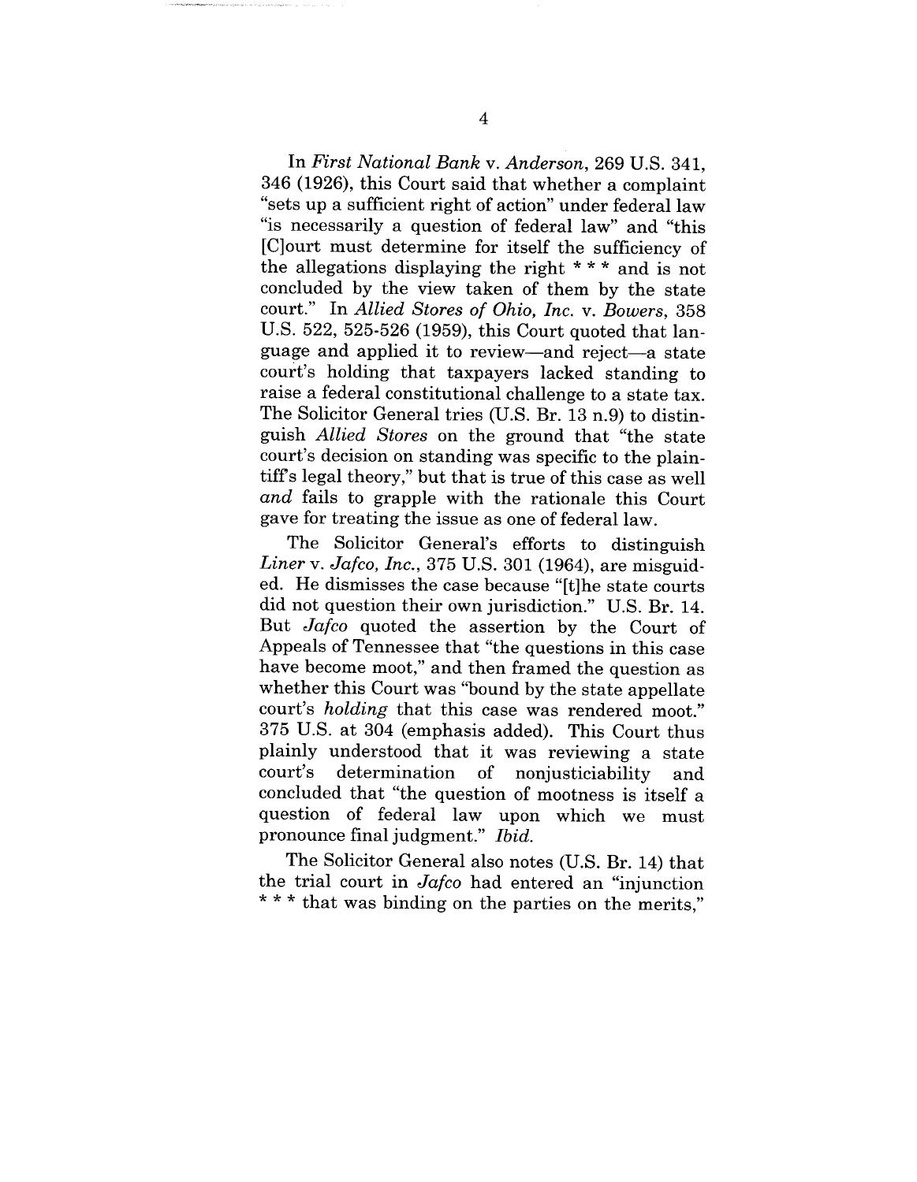In *First National Bank* v. *Anderson*, 269 U.S. 341, 346 (1926), this Court said that whether a complaint "sets up a sufficient right of action" under federal law "is necessarily a question of federal law" and "this [C]ourt must determine for itself the sufficiency of the allegations displaying the right * * * and is not concluded by the view taken of them by the state court." In *Allied Stores of Ohio, Inc.* v. *Bowers*, 358 U.S. 522, 525-526 (1959), this Court quoted that language and applied it to review—and reject—a state court's holding that taxpayers lacked standing to raise a federal constitutional challenge to a state tax. The Solicitor General tries (U.S. Br. 13 n.9) to distinguish *Allied Stores* on the ground that "the state court's decision on standing was specific to the plaintiff's legal theory," but that is true of this case as well *and* fails to grapple with the rationale this Court gave for treating the issue as one of federal law.

The Solicitor General's efforts to distinguish *Liner* v. *Jafco, Inc.*, 375 U.S. 301 (1964), are misguided. He dismisses the case because "[t]he state courts did not question their own jurisdiction." U.S. Br. 14. But *Jafco* quoted the assertion by the Court of Appeals of Tennessee that "the questions in this case have become moot," and then framed the question as whether this Court was "bound by the state appellate court's *holding* that this case was rendered moot." 375 U.S. at 304 (emphasis added). This Court thus plainly understood that it was reviewing a state court's determination of nonjusticiability and concluded that "the question of mootness is itself a question of federal law upon which we must pronounce final judgment." *Ibid.*

The Solicitor General also notes (U.S. Br. 14) that the trial court in *Jafco* had entered an "injunction * * * that was binding on the parties on the merits,"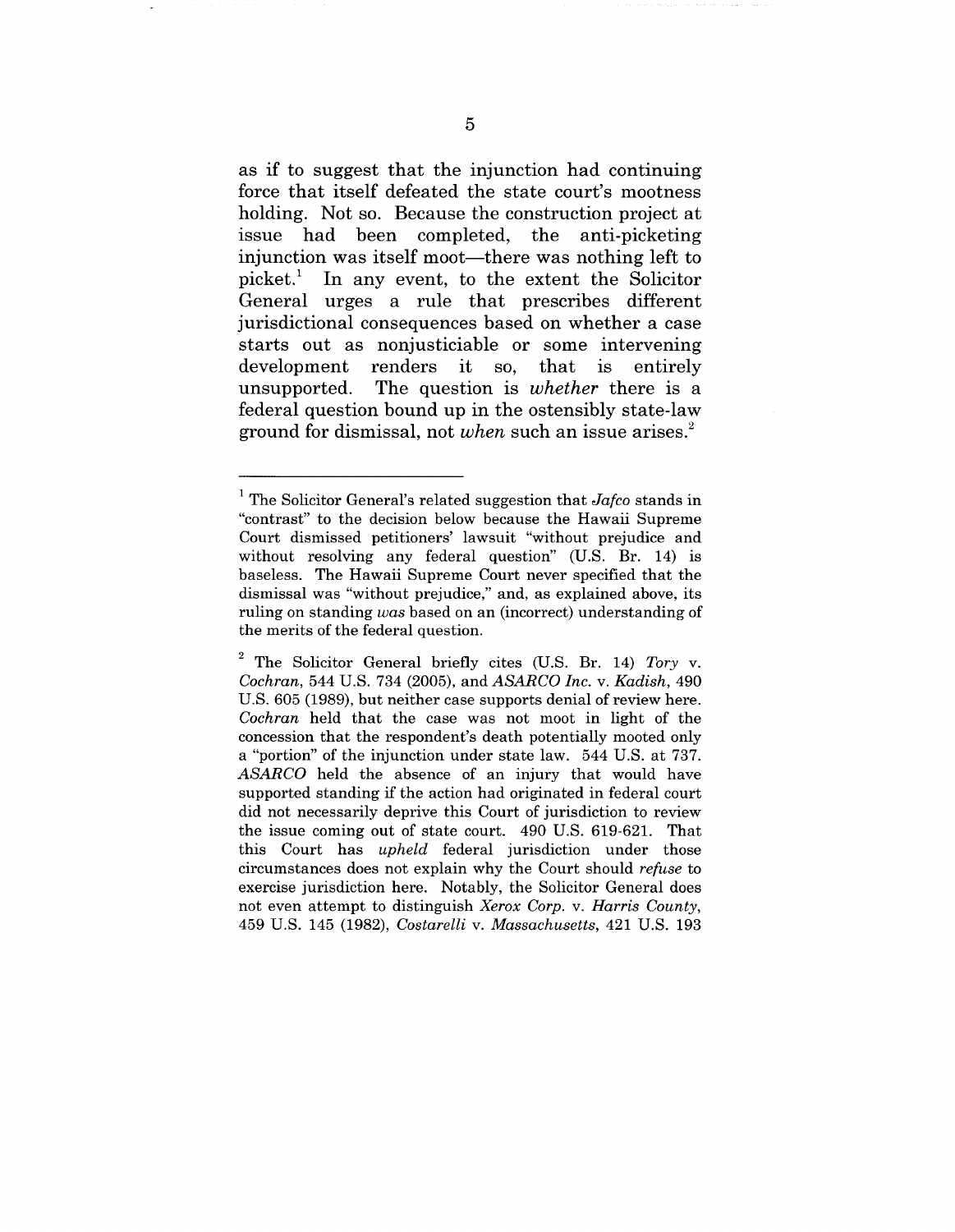as if to suggest that the injunction had continuing force that itself defeated the state court's mootness holding. Not so. Because the construction project at issue had been completed, the anti-picketing injunction was itself moot—there was nothing left to picket.[1] In any event, to the extent the Solicitor General urges a rule that prescribes different jurisdictional consequences based on whether a case starts out as nonjusticiable or some intervening development renders it so, that is entirely unsupported. The question is *whether* there is a federal question bound up in the ostensibly state-law ground for dismissal, not *when* such an issue arises.[2]

---

[1] The Solicitor General's related suggestion that *Jafco* stands in "contrast" to the decision below because the Hawaii Supreme Court dismissed petitioners' lawsuit "without prejudice and without resolving any federal question" (U.S. Br. 14) is baseless. The Hawaii Supreme Court never specified that the dismissal was "without prejudice," and, as explained above, its ruling on standing *was* based on an (incorrect) understanding of the merits of the federal question.

[2] The Solicitor General briefly cites (U.S. Br. 14) *Tory* v. *Cochran*, 544 U.S. 734 (2005), and *ASARCO Inc.* v. *Kadish*, 490 U.S. 605 (1989), but neither case supports denial of review here. *Cochran* held that the case was not moot in light of the concession that the respondent's death potentially mooted only a "portion" of the injunction under state law. 544 U.S. at 737. *ASARCO* held the absence of an injury that would have supported standing if the action had originated in federal court did not necessarily deprive this Court of jurisdiction to review the issue coming out of state court. 490 U.S. 619-621. That this Court has *upheld* federal jurisdiction under those circumstances does not explain why the Court should *refuse* to exercise jurisdiction here. Notably, the Solicitor General does not even attempt to distinguish *Xerox Corp.* v. *Harris County*, 459 U.S. 145 (1982), *Costarelli* v. *Massachusetts*, 421 U.S. 193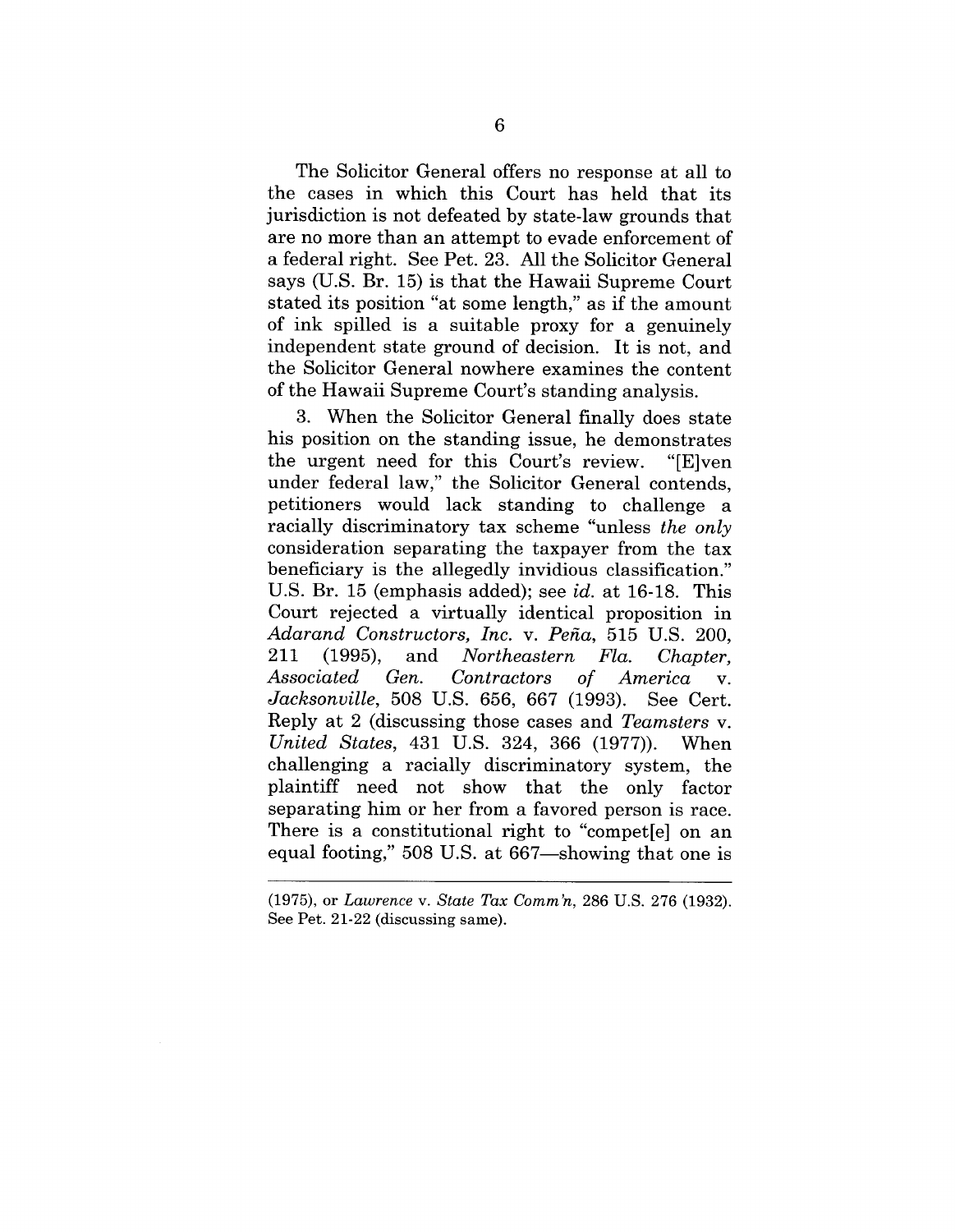The Solicitor General offers no response at all to the cases in which this Court has held that its jurisdiction is not defeated by state-law grounds that are no more than an attempt to evade enforcement of a federal right. See Pet. 23. All the Solicitor General says (U.S. Br. 15) is that the Hawaii Supreme Court stated its position "at some length," as if the amount of ink spilled is a suitable proxy for a genuinely independent state ground of decision. It is not, and the Solicitor General nowhere examines the content of the Hawaii Supreme Court's standing analysis.

3. When the Solicitor General finally does state his position on the standing issue, he demonstrates the urgent need for this Court's review. "[E]ven under federal law," the Solicitor General contends, petitioners would lack standing to challenge a racially discriminatory tax scheme "unless *the only* consideration separating the taxpayer from the tax beneficiary is the allegedly invidious classification." U.S. Br. 15 (emphasis added); see *id.* at 16-18. This Court rejected a virtually identical proposition in *Adarand Constructors, Inc.* v. *Peña*, 515 U.S. 200, 211 (1995), and *Northeastern Fla. Chapter, Associated Gen. Contractors of America* v. *Jacksonville*, 508 U.S. 656, 667 (1993). See Cert. Reply at 2 (discussing those cases and *Teamsters* v. *United States*, 431 U.S. 324, 366 (1977)). When challenging a racially discriminatory system, the plaintiff need not show that the only factor separating him or her from a favored person is race. There is a constitutional right to "compet[e] on an equal footing," 508 U.S. at 667—showing that one is

---

(1975), or *Lawrence* v. *State Tax Comm'n*, 286 U.S. 276 (1932). See Pet. 21-22 (discussing same).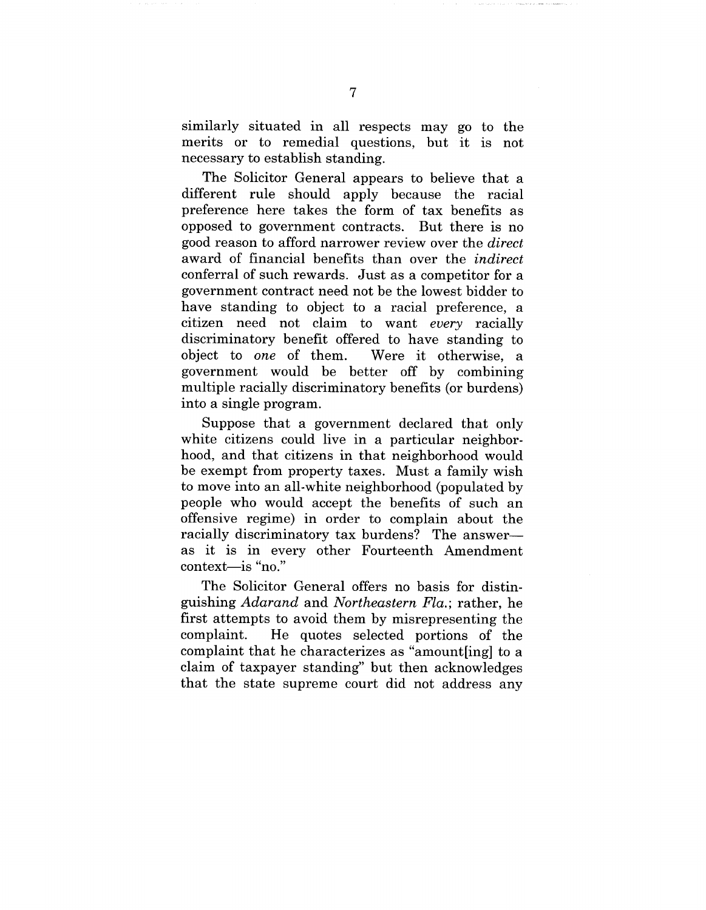similarly situated in all respects may go to the merits or to remedial questions, but it is not necessary to establish standing.

The Solicitor General appears to believe that a different rule should apply because the racial preference here takes the form of tax benefits as opposed to government contracts. But there is no good reason to afford narrower review over the *direct* award of financial benefits than over the *indirect* conferral of such rewards. Just as a competitor for a government contract need not be the lowest bidder to have standing to object to a racial preference, a citizen need not claim to want *every* racially discriminatory benefit offered to have standing to object to *one* of them. Were it otherwise, a government would be better off by combining multiple racially discriminatory benefits (or burdens) into a single program.

Suppose that a government declared that only white citizens could live in a particular neighborhood, and that citizens in that neighborhood would be exempt from property taxes. Must a family wish to move into an all-white neighborhood (populated by people who would accept the benefits of such an offensive regime) in order to complain about the racially discriminatory tax burdens? The answer—as it is in every other Fourteenth Amendment context—is "no."

The Solicitor General offers no basis for distinguishing *Adarand* and *Northeastern Fla.*; rather, he first attempts to avoid them by misrepresenting the complaint. He quotes selected portions of the complaint that he characterizes as "amount[ing] to a claim of taxpayer standing" but then acknowledges that the state supreme court did not address any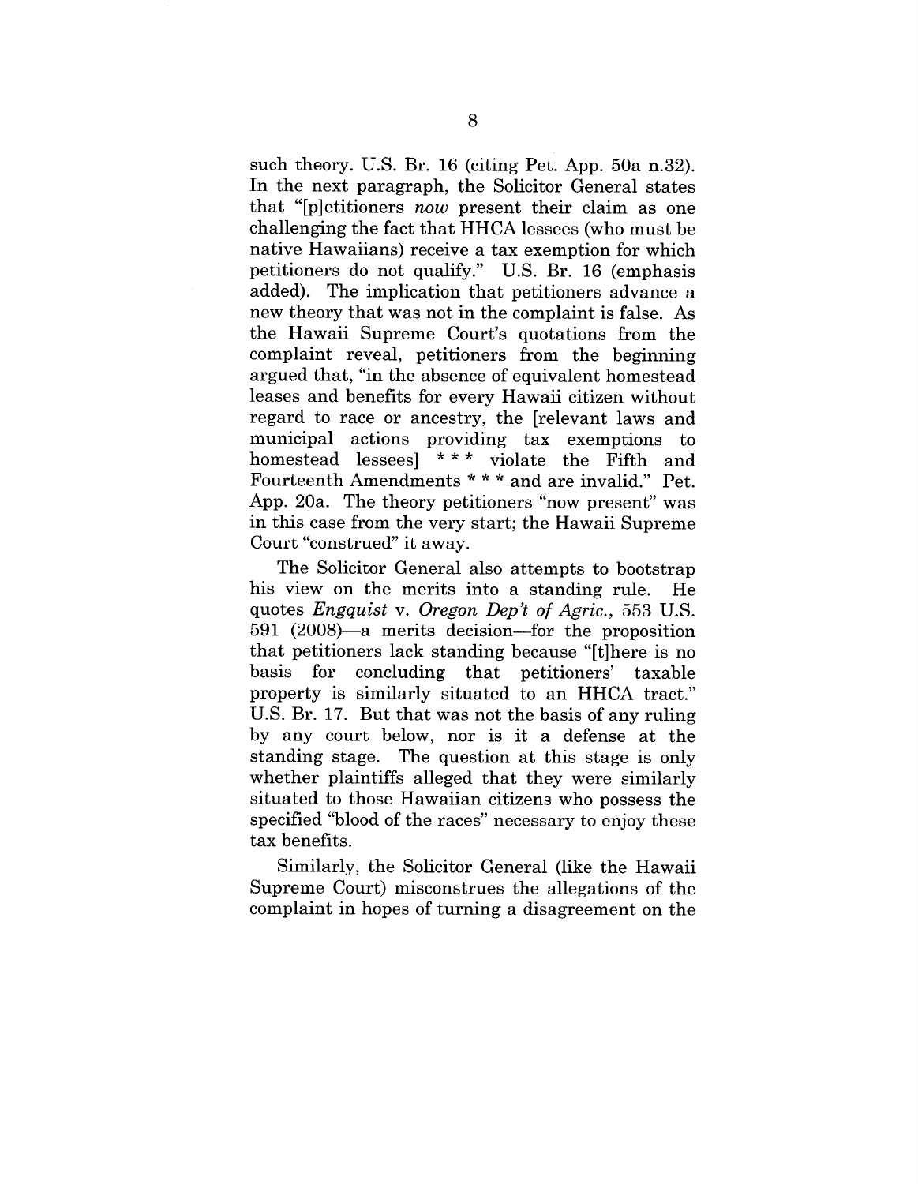such theory. U.S. Br. 16 (citing Pet. App. 50a n.32). In the next paragraph, the Solicitor General states that "[p]etitioners *now* present their claim as one challenging the fact that HHCA lessees (who must be native Hawaiians) receive a tax exemption for which petitioners do not qualify." U.S. Br. 16 (emphasis added). The implication that petitioners advance a new theory that was not in the complaint is false. As the Hawaii Supreme Court's quotations from the complaint reveal, petitioners from the beginning argued that, "in the absence of equivalent homestead leases and benefits for every Hawaii citizen without regard to race or ancestry, the [relevant laws and municipal actions providing tax exemptions to homestead lessees] * * * violate the Fifth and Fourteenth Amendments * * * and are invalid." Pet. App. 20a. The theory petitioners "now present" was in this case from the very start; the Hawaii Supreme Court "construed" it away.

The Solicitor General also attempts to bootstrap his view on the merits into a standing rule. He quotes *Engquist* v. *Oregon Dep't of Agric.*, 553 U.S. 591 (2008)—a merits decision—for the proposition that petitioners lack standing because "[t]here is no basis for concluding that petitioners' taxable property is similarly situated to an HHCA tract." U.S. Br. 17. But that was not the basis of any ruling by any court below, nor is it a defense at the standing stage. The question at this stage is only whether plaintiffs alleged that they were similarly situated to those Hawaiian citizens who possess the specified "blood of the races" necessary to enjoy these tax benefits.

Similarly, the Solicitor General (like the Hawaii Supreme Court) misconstrues the allegations of the complaint in hopes of turning a disagreement on the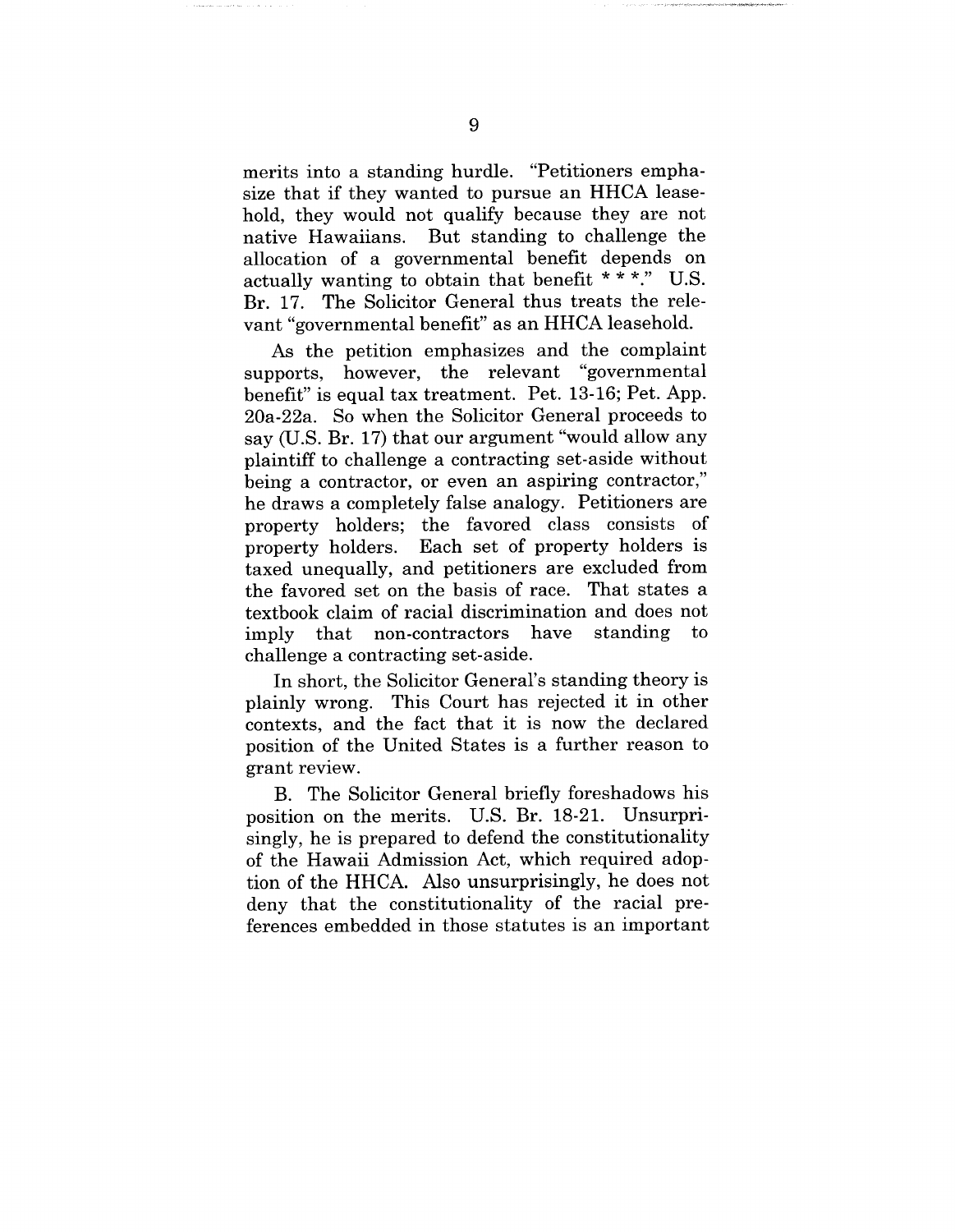merits into a standing hurdle. "Petitioners emphasize that if they wanted to pursue an HHCA leasehold, they would not qualify because they are not native Hawaiians. But standing to challenge the allocation of a governmental benefit depends on actually wanting to obtain that benefit * * *." U.S. Br. 17. The Solicitor General thus treats the relevant "governmental benefit" as an HHCA leasehold.

As the petition emphasizes and the complaint supports, however, the relevant "governmental benefit" is equal tax treatment. Pet. 13-16; Pet. App. 20a-22a. So when the Solicitor General proceeds to say (U.S. Br. 17) that our argument "would allow any plaintiff to challenge a contracting set-aside without being a contractor, or even an aspiring contractor," he draws a completely false analogy. Petitioners are property holders; the favored class consists of property holders. Each set of property holders is taxed unequally, and petitioners are excluded from the favored set on the basis of race. That states a textbook claim of racial discrimination and does not imply that non-contractors have standing to challenge a contracting set-aside.

In short, the Solicitor General's standing theory is plainly wrong. This Court has rejected it in other contexts, and the fact that it is now the declared position of the United States is a further reason to grant review.

B. The Solicitor General briefly foreshadows his position on the merits. U.S. Br. 18-21. Unsurprisingly, he is prepared to defend the constitutionality of the Hawaii Admission Act, which required adoption of the HHCA. Also unsurprisingly, he does not deny that the constitutionality of the racial preferences embedded in those statutes is an important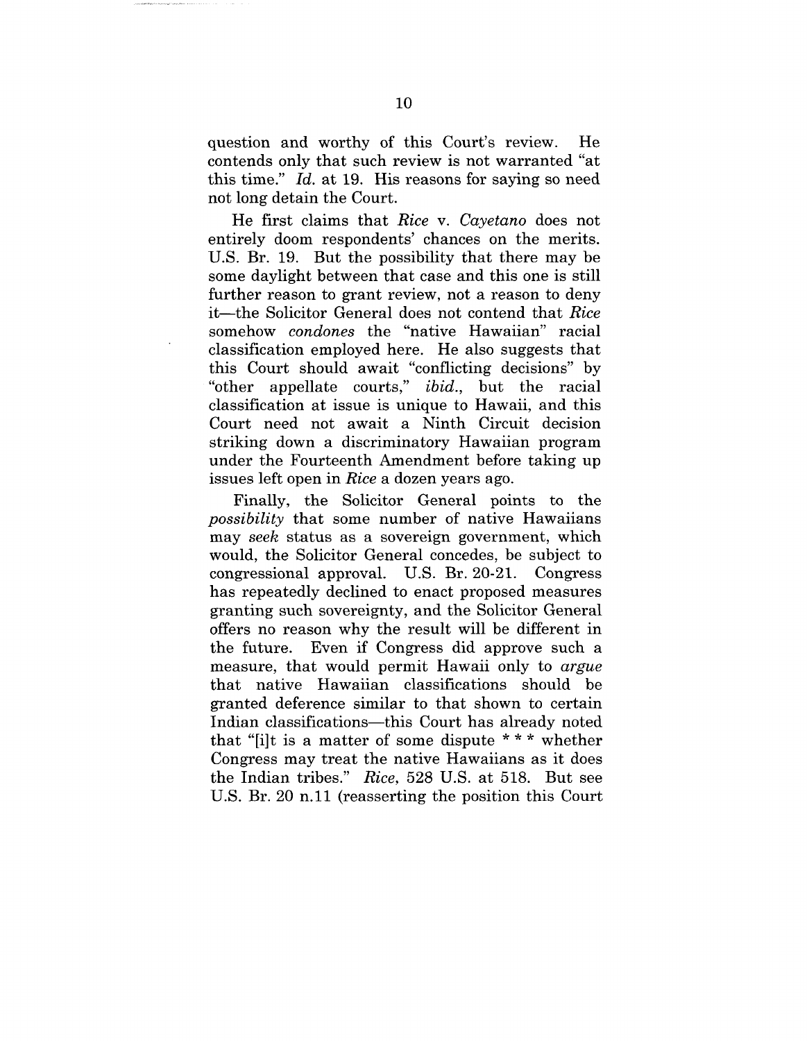question and worthy of this Court's review. He contends only that such review is not warranted "at this time." *Id.* at 19. His reasons for saying so need not long detain the Court.

He first claims that *Rice* v. *Cayetano* does not entirely doom respondents' chances on the merits. U.S. Br. 19. But the possibility that there may be some daylight between that case and this one is still further reason to grant review, not a reason to deny it—the Solicitor General does not contend that *Rice* somehow *condones* the "native Hawaiian" racial classification employed here. He also suggests that this Court should await "conflicting decisions" by "other appellate courts," *ibid.*, but the racial classification at issue is unique to Hawaii, and this Court need not await a Ninth Circuit decision striking down a discriminatory Hawaiian program under the Fourteenth Amendment before taking up issues left open in *Rice* a dozen years ago.

Finally, the Solicitor General points to the *possibility* that some number of native Hawaiians may *seek* status as a sovereign government, which would, the Solicitor General concedes, be subject to congressional approval. U.S. Br. 20-21. Congress has repeatedly declined to enact proposed measures granting such sovereignty, and the Solicitor General offers no reason why the result will be different in the future. Even if Congress did approve such a measure, that would permit Hawaii only to *argue* that native Hawaiian classifications should be granted deference similar to that shown to certain Indian classifications—this Court has already noted that "[i]t is a matter of some dispute * * * whether Congress may treat the native Hawaiians as it does the Indian tribes." *Rice*, 528 U.S. at 518. But see U.S. Br. 20 n.11 (reasserting the position this Court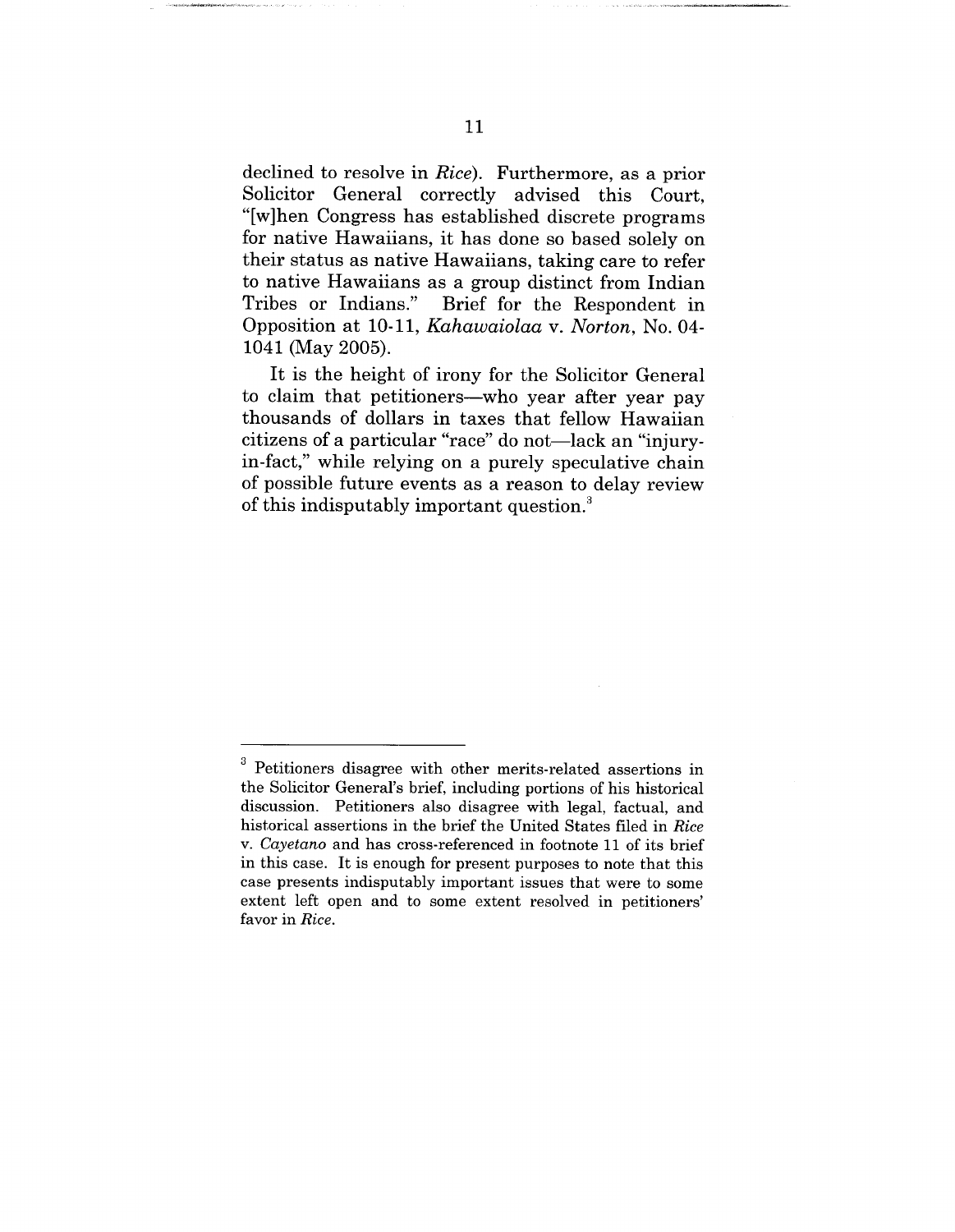declined to resolve in *Rice*). Furthermore, as a prior Solicitor General correctly advised this Court, "[w]hen Congress has established discrete programs for native Hawaiians, it has done so based solely on their status as native Hawaiians, taking care to refer to native Hawaiians as a group distinct from Indian Tribes or Indians." Brief for the Respondent in Opposition at 10-11, *Kahawaiolaa* v. *Norton*, No. 04-1041 (May 2005).

It is the height of irony for the Solicitor General to claim that petitioners—who year after year pay thousands of dollars in taxes that fellow Hawaiian citizens of a particular "race" do not—lack an "injury-in-fact," while relying on a purely speculative chain of possible future events as a reason to delay review of this indisputably important question.[3]

---

[3] Petitioners disagree with other merits-related assertions in the Solicitor General's brief, including portions of his historical discussion. Petitioners also disagree with legal, factual, and historical assertions in the brief the United States filed in *Rice* v. *Cayetano* and has cross-referenced in footnote 11 of its brief in this case. It is enough for present purposes to note that this case presents indisputably important issues that were to some extent left open and to some extent resolved in petitioners' favor in *Rice*.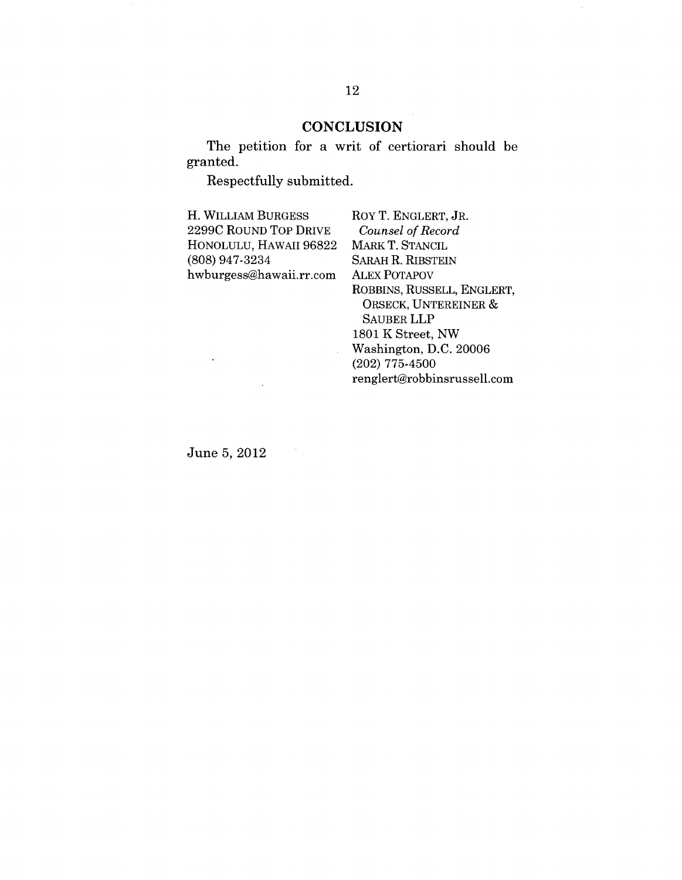## CONCLUSION

The petition for a writ of certiorari should be granted.

Respectfully submitted.

H. WILLIAM BURGESS
2299C ROUND TOP DRIVE
HONOLULU, HAWAII 96822
(808) 947-3234
hwburgess@hawaii.rr.com

ROY T. ENGLERT, JR.
*Counsel of Record*
MARK T. STANCIL
SARAH R. RIBSTEIN
ALEX POTAPOV
ROBBINS, RUSSELL, ENGLERT, ORSECK, UNTEREINER & SAUBER LLP
1801 K Street, NW
Washington, D.C. 20006
(202) 775-4500
renglert@robbinsrussell.com

June 5, 2012